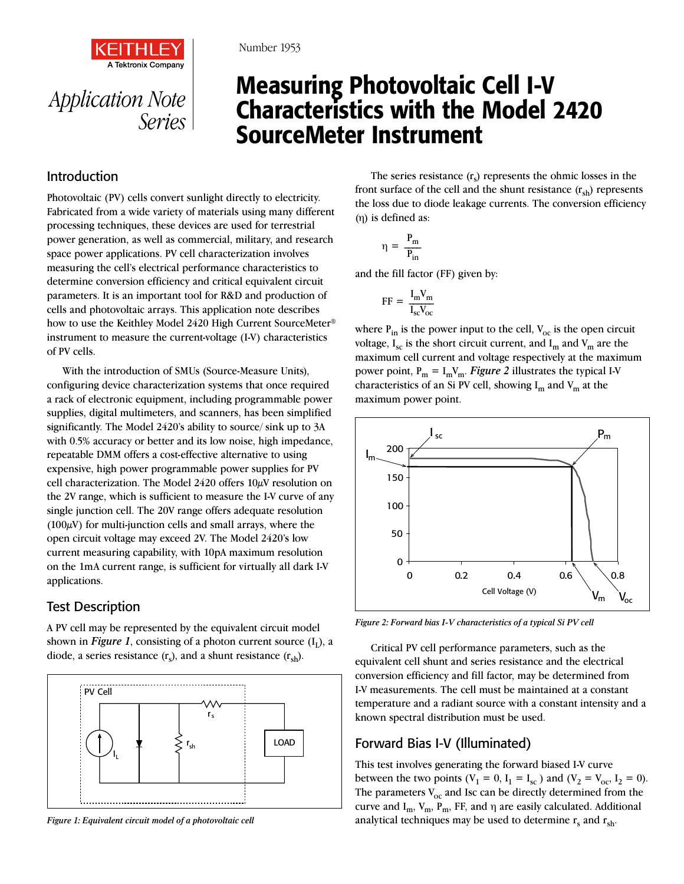KEITHLEY
A Tektronix Company

*Application Note Series*

Number 1953

# Measuring Photovoltaic Cell I-V Characteristics with the Model 2420 SourceMeter Instrument

## Introduction

Photovoltaic (PV) cells convert sunlight directly to electricity. Fabricated from a wide variety of materials using many different processing techniques, these devices are used for terrestrial power generation, as well as commercial, military, and research space power applications. PV cell characterization involves measuring the cell's electrical performance characteristics to determine conversion efficiency and critical equivalent circuit parameters. It is an important tool for R&D and production of cells and photovoltaic arrays. This application note describes how to use the Keithley Model 2420 High Current SourceMeter® instrument to measure the current-voltage (I-V) characteristics of PV cells.

With the introduction of SMUs (Source-Measure Units), configuring device characterization systems that once required a rack of electronic equipment, including programmable power supplies, digital multimeters, and scanners, has been simplified significantly. The Model 2420's ability to source/ sink up to 3A with 0.5% accuracy or better and its low noise, high impedance, repeatable DMM offers a cost-effective alternative to using expensive, high power programmable power supplies for PV cell characterization. The Model 2420 offers 10µV resolution on the 2V range, which is sufficient to measure the I-V curve of any single junction cell. The 20V range offers adequate resolution (100µV) for multi-junction cells and small arrays, where the open circuit voltage may exceed 2V. The Model 2420's low current measuring capability, with 10pA maximum resolution on the 1mA current range, is sufficient for virtually all dark I-V applications.

## Test Description

A PV cell may be represented by the equivalent circuit model shown in ***Figure 1***, consisting of a photon current source ($I_L$), a diode, a series resistance ($r_s$), and a shunt resistance ($r_{sh}$).

*Figure 1: Equivalent circuit model of a photovoltaic cell*

The series resistance ($r_s$) represents the ohmic losses in the front surface of the cell and the shunt resistance ($r_{sh}$) represents the loss due to diode leakage currents. The conversion efficiency ($\eta$) is defined as:

$$\eta = \frac{P_m}{P_{in}}$$

and the fill factor (FF) given by:

$$FF = \frac{I_m V_m}{I_{sc} V_{oc}}$$

where $P_{in}$ is the power input to the cell, $V_{oc}$ is the open circuit voltage, $I_{sc}$ is the short circuit current, and $I_m$ and $V_m$ are the maximum cell current and voltage respectively at the maximum power point, $P_m = I_m V_m$. ***Figure 2*** illustrates the typical I-V characteristics of an Si PV cell, showing $I_m$ and $V_m$ at the maximum power point.

*Figure 2: Forward bias I-V characteristics of a typical Si PV cell*

Critical PV cell performance parameters, such as the equivalent cell shunt and series resistance and the electrical conversion efficiency and fill factor, may be determined from I-V measurements. The cell must be maintained at a constant temperature and a radiant source with a constant intensity and a known spectral distribution must be used.

## Forward Bias I-V (Illuminated)

This test involves generating the forward biased I-V curve between the two points ($V_1 = 0$, $I_1 = I_{sc}$) and ($V_2 = V_{oc}$, $I_2 = 0$). The parameters $V_{oc}$ and Isc can be directly determined from the curve and $I_m$, $V_m$, $P_m$, FF, and $\eta$ are easily calculated. Additional analytical techniques may be used to determine $r_s$ and $r_{sh}$.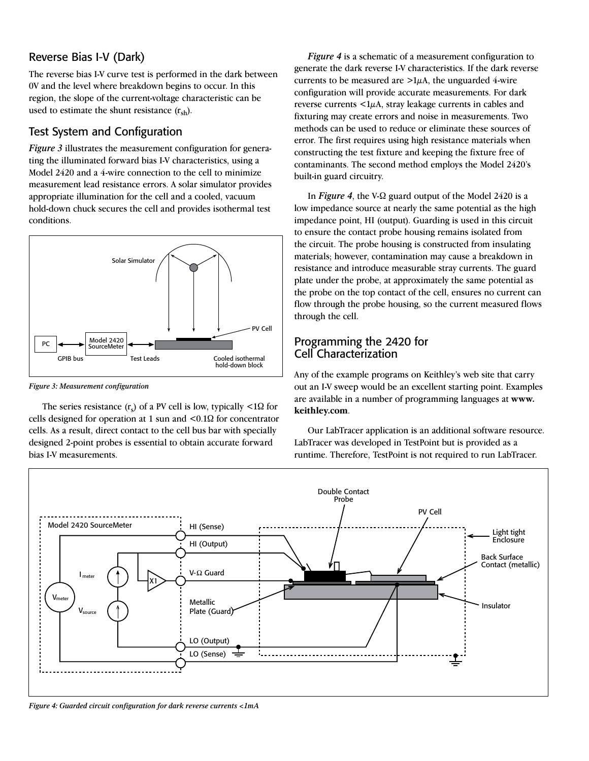## Reverse Bias I-V (Dark)

The reverse bias I-V curve test is performed in the dark between 0V and the level where breakdown begins to occur. In this region, the slope of the current-voltage characteristic can be used to estimate the shunt resistance ($r_{sh}$).

## Test System and Configuration

***Figure 3*** illustrates the measurement configuration for generating the illuminated forward bias I-V characteristics, using a Model 2420 and a 4-wire connection to the cell to minimize measurement lead resistance errors. A solar simulator provides appropriate illumination for the cell and a cooled, vacuum hold-down chuck secures the cell and provides isothermal test conditions.

*Figure 3: Measurement configuration*

The series resistance ($r_s$) of a PV cell is low, typically <1Ω for cells designed for operation at 1 sun and <0.1Ω for concentrator cells. As a result, direct contact to the cell bus bar with specially designed 2-point probes is essential to obtain accurate forward bias I-V measurements.

***Figure 4*** is a schematic of a measurement configuration to generate the dark reverse I-V characteristics. If the dark reverse currents to be measured are >1μA, the unguarded 4-wire configuration will provide accurate measurements. For dark reverse currents <1μA, stray leakage currents in cables and fixturing may create errors and noise in measurements. Two methods can be used to reduce or eliminate these sources of error. The first requires using high resistance materials when constructing the test fixture and keeping the fixture free of contaminants. The second method employs the Model 2420's built-in guard circuitry.

In ***Figure 4***, the V-Ω guard output of the Model 2420 is a low impedance source at nearly the same potential as the high impedance point, HI (output). Guarding is used in this circuit to ensure the contact probe housing remains isolated from the circuit. The probe housing is constructed from insulating materials; however, contamination may cause a breakdown in resistance and introduce measurable stray currents. The guard plate under the probe, at approximately the same potential as the probe on the top contact of the cell, ensures no current can flow through the probe housing, so the current measured flows through the cell.

## Programming the 2420 for Cell Characterization

Any of the example programs on Keithley's web site that carry out an I-V sweep would be an excellent starting point. Examples are available in a number of programming languages at **www.keithley.com**.

Our LabTracer application is an additional software resource. LabTracer was developed in TestPoint but is provided as a runtime. Therefore, TestPoint is not required to run LabTracer.

*Figure 4: Guarded circuit configuration for dark reverse currents <1mA*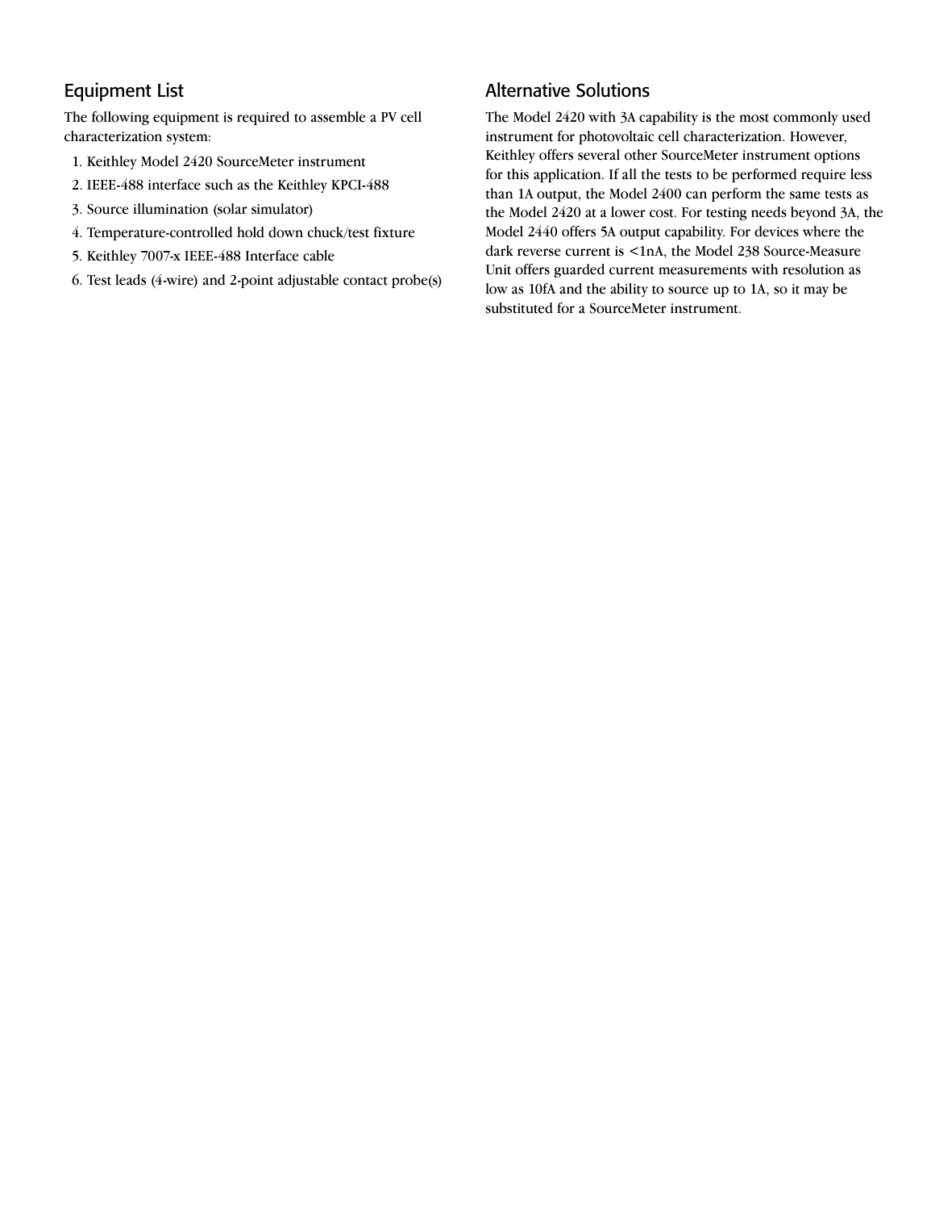## Equipment List

The following equipment is required to assemble a PV cell characterization system:

1. Keithley Model 2420 SourceMeter instrument
2. IEEE-488 interface such as the Keithley KPCI-488
3. Source illumination (solar simulator)
4. Temperature-controlled hold down chuck/test fixture
5. Keithley 7007-x IEEE-488 Interface cable
6. Test leads (4-wire) and 2-point adjustable contact probe(s)

## Alternative Solutions

The Model 2420 with 3A capability is the most commonly used instrument for photovoltaic cell characterization. However, Keithley offers several other SourceMeter instrument options for this application. If all the tests to be performed require less than 1A output, the Model 2400 can perform the same tests as the Model 2420 at a lower cost. For testing needs beyond 3A, the Model 2440 offers 5A output capability. For devices where the dark reverse current is <1nA, the Model 238 Source-Measure Unit offers guarded current measurements with resolution as low as 10fA and the ability to source up to 1A, so it may be substituted for a SourceMeter instrument.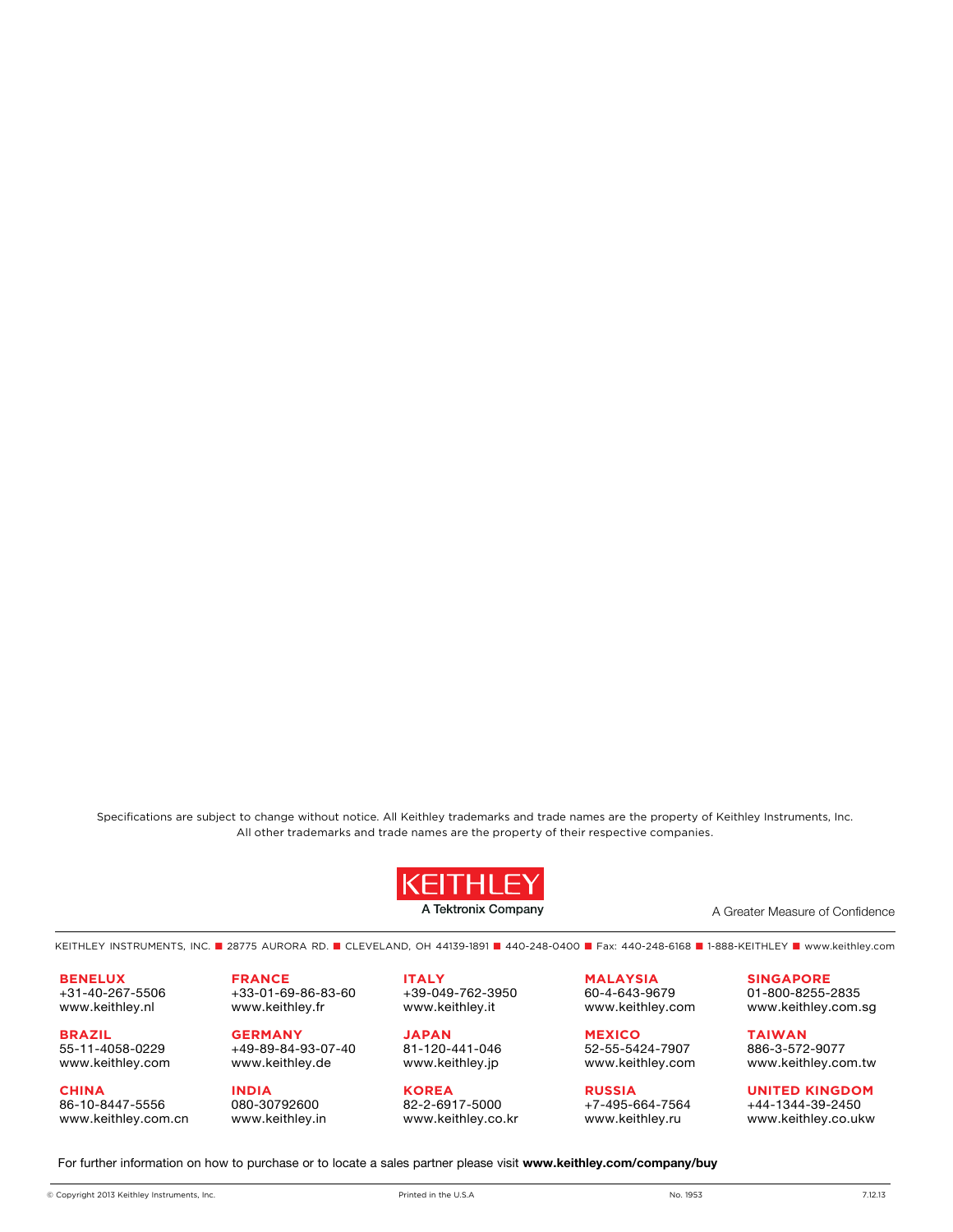Specifications are subject to change without notice. All Keithley trademarks and trade names are the property of Keithley Instruments, Inc. All other trademarks and trade names are the property of their respective companies.

KEITHLEY

A Tektronix Company

A Greater Measure of Confidence

KEITHLEY INSTRUMENTS, INC. ■ 28775 AURORA RD. ■ CLEVELAND, OH 44139-1891 ■ 440-248-0400 ■ Fax: 440-248-6168 ■ 1-888-KEITHLEY ■ www.keithley.com

**BENELUX**
+31-40-267-5506
www.keithley.nl

**BRAZIL**
55-11-4058-0229
www.keithley.com

**CHINA**
86-10-8447-5556
www.keithley.com.cn

**FRANCE**
+33-01-69-86-83-60
www.keithley.fr

**GERMANY**
+49-89-84-93-07-40
www.keithley.de

**INDIA**
080-30792600
www.keithley.in

**ITALY**
+39-049-762-3950
www.keithley.it

**JAPAN**
81-120-441-046
www.keithley.jp

**KOREA**
82-2-6917-5000
www.keithley.co.kr

**MALAYSIA**
60-4-643-9679
www.keithley.com

**MEXICO**
52-55-5424-7907
www.keithley.com

**RUSSIA**
+7-495-664-7564
www.keithley.ru

**SINGAPORE**
01-800-8255-2835
www.keithley.com.sg

**TAIWAN**
886-3-572-9077
www.keithley.com.tw

**UNITED KINGDOM**
+44-1344-39-2450
www.keithley.co.ukw

For further information on how to purchase or to locate a sales partner please visit **www.keithley.com/company/buy**

© Copyright 2013 Keithley Instruments, Inc. Printed in the U.S.A No. 1953 7.12.13